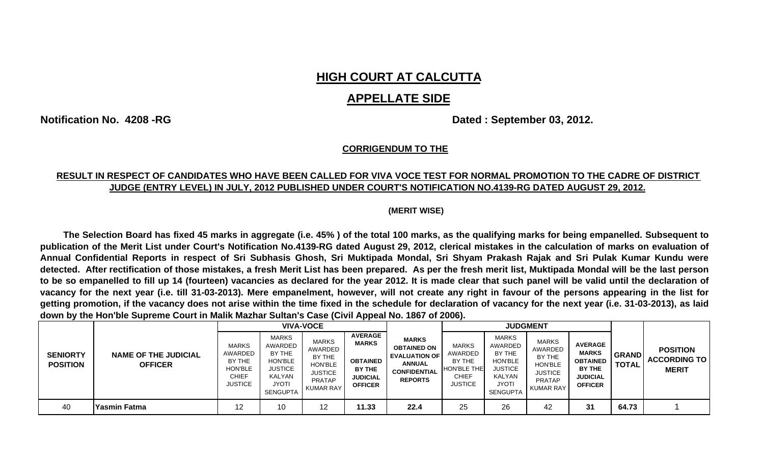# HIGH COURT AT CALCUTTA

## APPELLATE SIDE

**Notification No. 4208 -RG** **Dated : September 03, 2012.**

**CORRIGENDUM TO THE**

**RESULT IN RESPECT OF CANDIDATES WHO HAVE BEEN CALLED FOR VIVA VOCE TEST FOR NORMAL PROMOTION TO THE CADRE OF DISTRICT JUDGE (ENTRY LEVEL) IN JULY, 2012 PUBLISHED UNDER COURT'S NOTIFICATION NO.4139-RG DATED AUGUST 29, 2012.**

**(MERIT WISE)**

**The Selection Board has fixed 45 marks in aggregate (i.e. 45% ) of the total 100 marks, as the qualifying marks for being empanelled. Subsequent to publication of the Merit List under Court's Notification No.4139-RG dated August 29, 2012, clerical mistakes in the calculation of marks on evaluation of Annual Confidential Reports in respect of Sri Subhasis Ghosh, Sri Muktipada Mondal, Sri Shyam Prakash Rajak and Sri Pulak Kumar Kundu were detected. After rectification of those mistakes, a fresh Merit List has been prepared. As per the fresh merit list, Muktipada Mondal will be the last person to be so empanelled to fill up 14 (fourteen) vacancies as declared for the year 2012. It is made clear that such panel will be valid until the declaration of vacancy for the next year (i.e. till 31-03-2013). Mere empanelment, however, will not create any right in favour of the persons appearing in the list for getting promotion, if the vacancy does not arise within the time fixed in the schedule for declaration of vacancy for the next year (i.e. 31-03-2013), as laid down by the Hon'ble Supreme Court in Malik Mazhar Sultan's Case (Civil Appeal No. 1867 of 2006).**

| SENIORTY POSITION | NAME OF THE JUDICIAL OFFICER | VIVA-VOCE | | | | MARKS OBTAINED ON EVALUATION OF ANNUAL CONFIDENTIAL REPORTS | JUDGMENT | | | | GRAND TOTAL | POSITION ACCORDING TO MERIT |
|---|---|---|---|---|---|---|---|---|---|---|---|---|
| | | MARKS AWARDED BY THE HON'BLE CHIEF JUSTICE | MARKS AWARDED BY THE HON'BLE JUSTICE KALYAN JYOTI SENGUPTA | MARKS AWARDED BY THE HON'BLE JUSTICE PRATAP KUMAR RAY | AVERAGE MARKS OBTAINED BY THE JUDICIAL OFFICER | | MARKS AWARDED BY THE HON'BLE THE CHIEF JUSTICE | MARKS AWARDED BY THE HON'BLE JUSTICE KALYAN JYOTI SENGUPTA | MARKS AWARDED BY THE HON'BLE JUSTICE PRATAP KUMAR RAY | AVERAGE MARKS OBTAINED BY THE JUDICIAL OFFICER | | |
| 40 | **Yasmin Fatma** | 12 | 10 | 12 | **11.33** | **22.4** | 25 | 26 | 42 | **31** | **64.73** | 1 |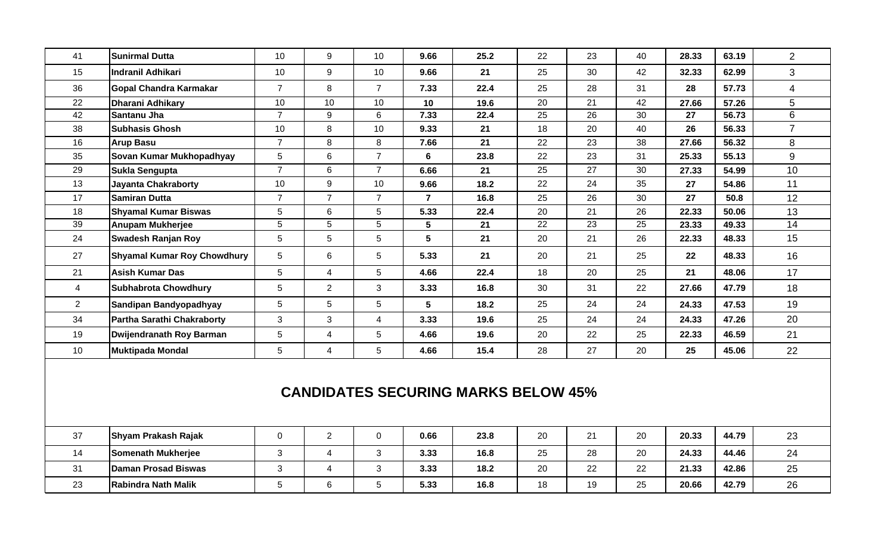| | | | | | | | | | | | | |
|---|---|---|---|---|---|---|---|---|---|---|---|---|
| 41 | **Sunirmal Dutta** | 10 | 9 | 10 | **9.66** | **25.2** | 22 | 23 | 40 | **28.33** | **63.19** | 2 |
| 15 | **Indranil Adhikari** | 10 | 9 | 10 | **9.66** | **21** | 25 | 30 | 42 | **32.33** | **62.99** | 3 |
| 36 | **Gopal Chandra Karmakar** | 7 | 8 | 7 | **7.33** | **22.4** | 25 | 28 | 31 | **28** | **57.73** | 4 |
| 22 | **Dharani Adhikary** | 10 | 10 | 10 | **10** | **19.6** | 20 | 21 | 42 | **27.66** | **57.26** | 5 |
| 42 | **Santanu Jha** | 7 | 9 | 6 | **7.33** | **22.4** | 25 | 26 | 30 | **27** | **56.73** | 6 |
| 38 | **Subhasis Ghosh** | 10 | 8 | 10 | **9.33** | **21** | 18 | 20 | 40 | **26** | **56.33** | 7 |
| 16 | **Arup Basu** | 7 | 8 | 8 | **7.66** | **21** | 22 | 23 | 38 | **27.66** | **56.32** | 8 |
| 35 | **Sovan Kumar Mukhopadhyay** | 5 | 6 | 7 | **6** | **23.8** | 22 | 23 | 31 | **25.33** | **55.13** | 9 |
| 29 | **Sukla Sengupta** | 7 | 6 | 7 | **6.66** | **21** | 25 | 27 | 30 | **27.33** | **54.99** | 10 |
| 13 | **Jayanta Chakraborty** | 10 | 9 | 10 | **9.66** | **18.2** | 22 | 24 | 35 | **27** | **54.86** | 11 |
| 17 | **Samiran Dutta** | 7 | 7 | 7 | **7** | **16.8** | 25 | 26 | 30 | **27** | **50.8** | 12 |
| 18 | **Shyamal Kumar Biswas** | 5 | 6 | 5 | **5.33** | **22.4** | 20 | 21 | 26 | **22.33** | **50.06** | 13 |
| 39 | **Anupam Mukherjee** | 5 | 5 | 5 | **5** | **21** | 22 | 23 | 25 | **23.33** | **49.33** | 14 |
| 24 | **Swadesh Ranjan Roy** | 5 | 5 | 5 | **5** | **21** | 20 | 21 | 26 | **22.33** | **48.33** | 15 |
| 27 | **Shyamal Kumar Roy Chowdhury** | 5 | 6 | 5 | **5.33** | **21** | 20 | 21 | 25 | **22** | **48.33** | 16 |
| 21 | **Asish Kumar Das** | 5 | 4 | 5 | **4.66** | **22.4** | 18 | 20 | 25 | **21** | **48.06** | 17 |
| 4 | **Subhabrota Chowdhury** | 5 | 2 | 3 | **3.33** | **16.8** | 30 | 31 | 22 | **27.66** | **47.79** | 18 |
| 2 | **Sandipan Bandyopadhyay** | 5 | 5 | 5 | **5** | **18.2** | 25 | 24 | 24 | **24.33** | **47.53** | 19 |
| 34 | **Partha Sarathi Chakraborty** | 3 | 3 | 4 | **3.33** | **19.6** | 25 | 24 | 24 | **24.33** | **47.26** | 20 |
| 19 | **Dwijendranath Roy Barman** | 5 | 4 | 5 | **4.66** | **19.6** | 20 | 22 | 25 | **22.33** | **46.59** | 21 |
| 10 | **Muktipada Mondal** | 5 | 4 | 5 | **4.66** | **15.4** | 28 | 27 | 20 | **25** | **45.06** | 22 |

## CANDIDATES SECURING MARKS BELOW 45%

| | | | | | | | | | | | | |
|---|---|---|---|---|---|---|---|---|---|---|---|---|
| 37 | **Shyam Prakash Rajak** | 0 | 2 | 0 | **0.66** | **23.8** | 20 | 21 | 20 | **20.33** | **44.79** | 23 |
| 14 | **Somenath Mukherjee** | 3 | 4 | 3 | **3.33** | **16.8** | 25 | 28 | 20 | **24.33** | **44.46** | 24 |
| 31 | **Daman Prosad Biswas** | 3 | 4 | 3 | **3.33** | **18.2** | 20 | 22 | 22 | **21.33** | **42.86** | 25 |
| 23 | **Rabindra Nath Malik** | 5 | 6 | 5 | **5.33** | **16.8** | 18 | 19 | 25 | **20.66** | **42.79** | 26 |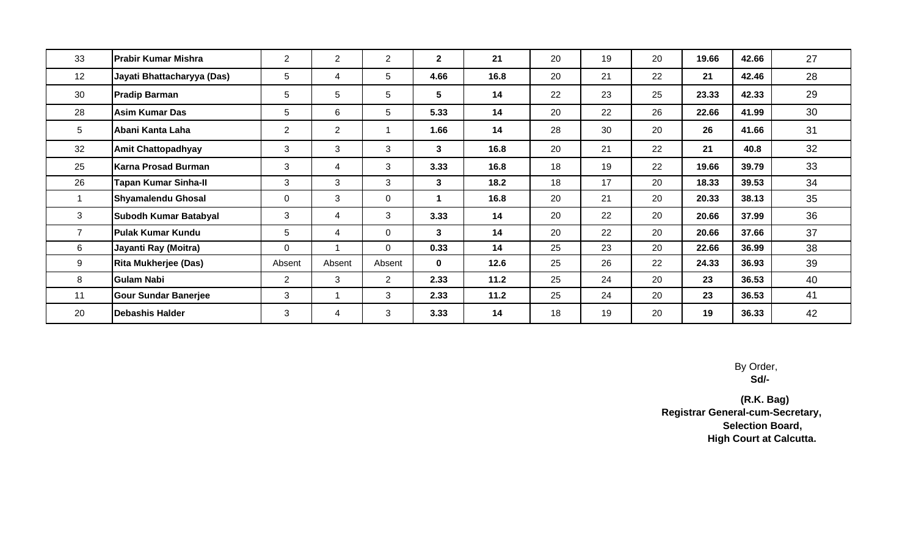| | | | | | | | | | | | | |
|---|---|---|---|---|---|---|---|---|---|---|---|---|
| 33 | **Prabir Kumar Mishra** | 2 | 2 | 2 | **2** | **21** | 20 | 19 | 20 | **19.66** | **42.66** | 27 |
| 12 | **Jayati Bhattacharyya (Das)** | 5 | 4 | 5 | **4.66** | **16.8** | 20 | 21 | 22 | **21** | **42.46** | 28 |
| 30 | **Pradip Barman** | 5 | 5 | 5 | **5** | **14** | 22 | 23 | 25 | **23.33** | **42.33** | 29 |
| 28 | **Asim Kumar Das** | 5 | 6 | 5 | **5.33** | **14** | 20 | 22 | 26 | **22.66** | **41.99** | 30 |
| 5 | **Abani Kanta Laha** | 2 | 2 | 1 | **1.66** | **14** | 28 | 30 | 20 | **26** | **41.66** | 31 |
| 32 | **Amit Chattopadhyay** | 3 | 3 | 3 | **3** | **16.8** | 20 | 21 | 22 | **21** | **40.8** | 32 |
| 25 | **Karna Prosad Burman** | 3 | 4 | 3 | **3.33** | **16.8** | 18 | 19 | 22 | **19.66** | **39.79** | 33 |
| 26 | **Tapan Kumar Sinha-II** | 3 | 3 | 3 | **3** | **18.2** | 18 | 17 | 20 | **18.33** | **39.53** | 34 |
| 1 | **Shyamalendu Ghosal** | 0 | 3 | 0 | **1** | **16.8** | 20 | 21 | 20 | **20.33** | **38.13** | 35 |
| 3 | **Subodh Kumar Batabyal** | 3 | 4 | 3 | **3.33** | **14** | 20 | 22 | 20 | **20.66** | **37.99** | 36 |
| 7 | **Pulak Kumar Kundu** | 5 | 4 | 0 | **3** | **14** | 20 | 22 | 20 | **20.66** | **37.66** | 37 |
| 6 | **Jayanti Ray (Moitra)** | 0 | 1 | 0 | **0.33** | **14** | 25 | 23 | 20 | **22.66** | **36.99** | 38 |
| 9 | **Rita Mukherjee (Das)** | Absent | Absent | Absent | **0** | **12.6** | 25 | 26 | 22 | **24.33** | **36.93** | 39 |
| 8 | **Gulam Nabi** | 2 | 3 | 2 | **2.33** | **11.2** | 25 | 24 | 20 | **23** | **36.53** | 40 |
| 11 | **Gour Sundar Banerjee** | 3 | 1 | 3 | **2.33** | **11.2** | 25 | 24 | 20 | **23** | **36.53** | 41 |
| 20 | **Debashis Halder** | 3 | 4 | 3 | **3.33** | **14** | 18 | 19 | 20 | **19** | **36.33** | 42 |

By Order,
**Sd/-**

**(R.K. Bag)**
**Registrar General-cum-Secretary,**
**Selection Board,**
**High Court at Calcutta.**